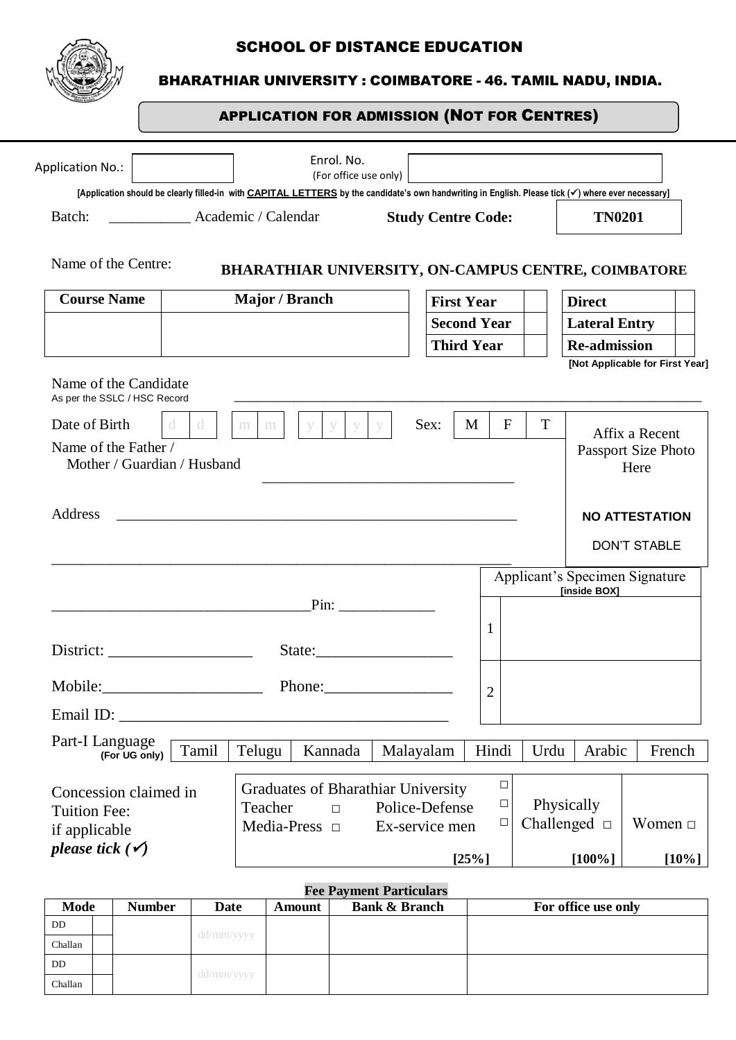# SCHOOL OF DISTANCE EDUCATION

## BHARATHIAR UNIVERSITY : COIMBATORE - 46. TAMIL NADU, INDIA.

### APPLICATION FOR ADMISSION (NOT FOR CENTRES)

Application No.: ________ Enrol. No. (For office use only) ________

**[Application should be clearly filled-in with CAPITAL LETTERS by the candidate's own handwriting in English. Please tick (✓) where ever necessary]**

Batch: ___________ Academic / Calendar **Study Centre Code:** **TN0201**

Name of the Centre: **BHARATHIAR UNIVERSITY, ON-CAMPUS CENTRE, COIMBATORE**

| Course Name | Major / Branch |
|---|---|
| | |

| | |
|---|---|
| **First Year** | |
| **Second Year** | |
| **Third Year** | |

| | |
|---|---|
| **Direct** | |
| **Lateral Entry** | |
| **Re-admission** | |

**[Not Applicable for First Year]**

Name of the Candidate
As per the SSLC / HSC Record ____________________________________________

Date of Birth | d | d | | m | m | | y | y | y | y | Sex: | M | F | T |

Name of the Father / Mother / Guardian / Husband ________________________________

Address ____________________________________________

____________________________________________

________________________________ Pin: ____________

District: __________________ State: _________________

Mobile: ____________________ Phone: ________________

Email ID: __________________________________________

Affix a Recent Passport Size Photo Here

**NO ATTESTATION**

DON'T STABLE

Applicant's Specimen Signature **[inside BOX]**

1 ________

2 ________

Part-I Language **(For UG only)**

| Tamil | Telugu | Kannada | Malayalam | Hindi | Urdu | Arabic | French |
|---|---|---|---|---|---|---|---|

Concession claimed in Tuition Fee: if applicable *please tick (✓)*

| | | |
|---|---|---|
| Graduates of Bharathiar University □ <br> Teacher □ Police-Defense □ <br> Media-Press □ Ex-service men □ | Physically Challenged □ | Women □ |
| **[25%]** | **[100%]** | **[10%]** |

**Fee Payment Particulars**

| Mode | | Number | Date | Amount | Bank & Branch | For office use only |
|---|---|---|---|---|---|---|
| DD | | | dd/mm/yyyy | | | |
| Challan | | | | | | |
| DD | | | dd/mm/yyyy | | | |
| Challan | | | | | | |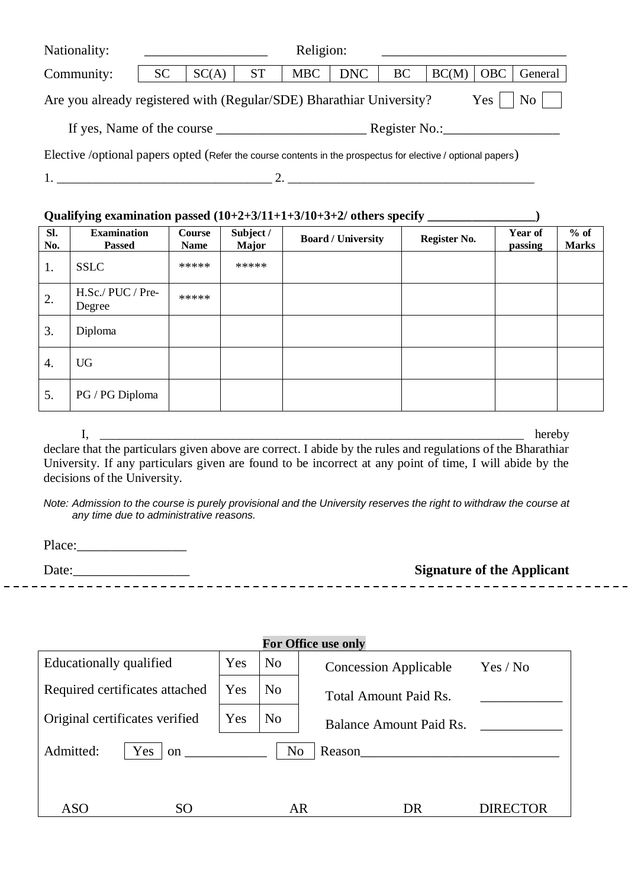Nationality: __________________ Religion: ___________________________

| Community: | SC | SC(A) | ST | MBC | DNC | BC | BC(M) | OBC | General |
|---|---|---|---|---|---|---|---|---|---|

Are you already registered with (Regular/SDE) Bharathiar University? Yes [ ] No [ ]

If yes, Name of the course ______________________ Register No.:_________________

Elective /optional papers opted (Refer the course contents in the prospectus for elective / optional papers)

1. ________________________________ 2. ______________________________________

**Qualifying examination passed (10+2+3/11+1+3/10+3+2/ others specify ________________)**

| Sl. No. | Examination Passed | Course Name | Subject / Major | Board / University | Register No. | Year of passing | % of Marks |
|---|---|---|---|---|---|---|---|
| 1. | SSLC | ***** | ***** | | | | |
| 2. | H.Sc./ PUC / Pre-Degree | ***** | | | | | |
| 3. | Diploma | | | | | | |
| 4. | UG | | | | | | |
| 5. | PG / PG Diploma | | | | | | |

I, ____________________________________________________________________ hereby declare that the particulars given above are correct. I abide by the rules and regulations of the Bharathiar University. If any particulars given are found to be incorrect at any point of time, I will abide by the decisions of the University.

*Note: Admission to the course is purely provisional and the University reserves the right to withdraw the course at any time due to administrative reasons.*

Place:________________

Date:_________________ **Signature of the Applicant**

---

**For Office use only**

| | | | | |
|---|---|---|---|---|
| Educationally qualified | Yes | No | Concession Applicable | Yes / No |
| Required certificates attached | Yes | No | Total Amount Paid Rs. | ____________ |
| Original certificates verified | Yes | No | Balance Amount Paid Rs. | ____________ |

Admitted: [Yes] on ____________ [No] Reason_____________________________

ASO SO AR DR DIRECTOR